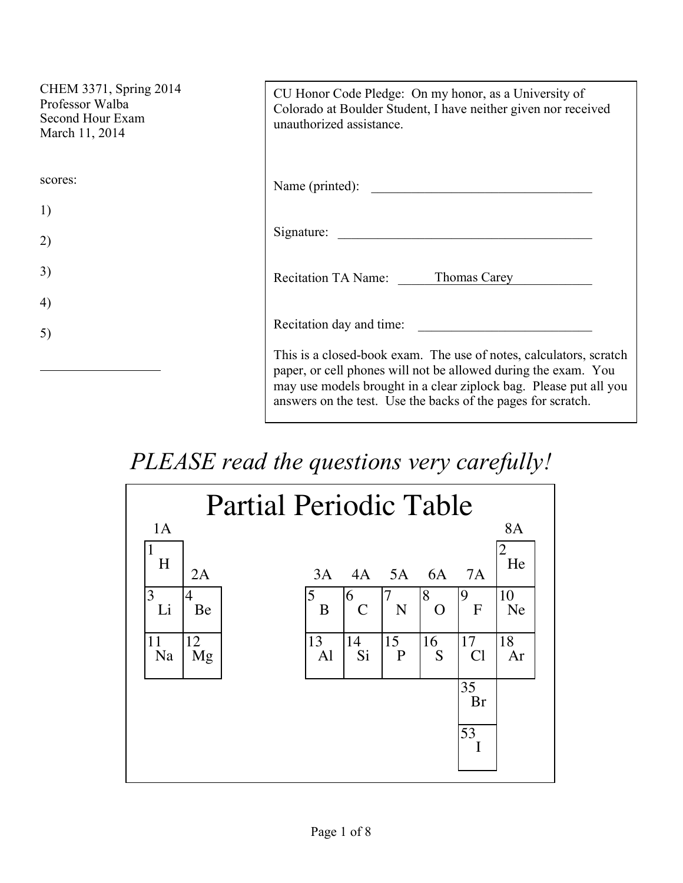CHEM 3371, Spring 2014
Professor Walba
Second Hour Exam
March 11, 2014

scores:

1)

2)

3)

4)

5)

\_\_\_\_\_\_\_\_\_\_\_\_\_\_\_\_\_\_

CU Honor Code Pledge: On my honor, as a University of Colorado at Boulder Student, I have neither given nor received unauthorized assistance.

Name (printed): \_\_\_\_\_\_\_\_\_\_\_\_\_\_\_\_\_\_\_\_\_\_\_\_\_\_\_\_\_\_\_\_\_\_

Signature: \_\_\_\_\_\_\_\_\_\_\_\_\_\_\_\_\_\_\_\_\_\_\_\_\_\_\_\_\_\_\_\_\_\_\_\_\_\_\_\_

Recitation TA Name: Thomas Carey

Recitation day and time: \_\_\_\_\_\_\_\_\_\_\_\_\_\_\_\_\_\_\_\_\_\_\_\_\_\_\_

This is a closed-book exam. The use of notes, calculators, scratch paper, or cell phones will not be allowed during the exam. You may use models brought in a clear ziplock bag. Please put all you answers on the test. Use the backs of the pages for scratch.

*PLEASE read the questions very carefully!*

# Partial Periodic Table

| 1A | 2A | 3A | 4A | 5A | 6A | 7A | 8A |
|---|---|---|---|---|---|---|---|
| 1 H | | | | | | | 2 He |
| 3 Li | 4 Be | 5 B | 6 C | 7 N | 8 O | 9 F | 10 Ne |
| 11 Na | 12 Mg | 13 Al | 14 Si | 15 P | 16 S | 17 Cl | 18 Ar |
| | | | | | | 35 Br | |
| | | | | | | 53 I | |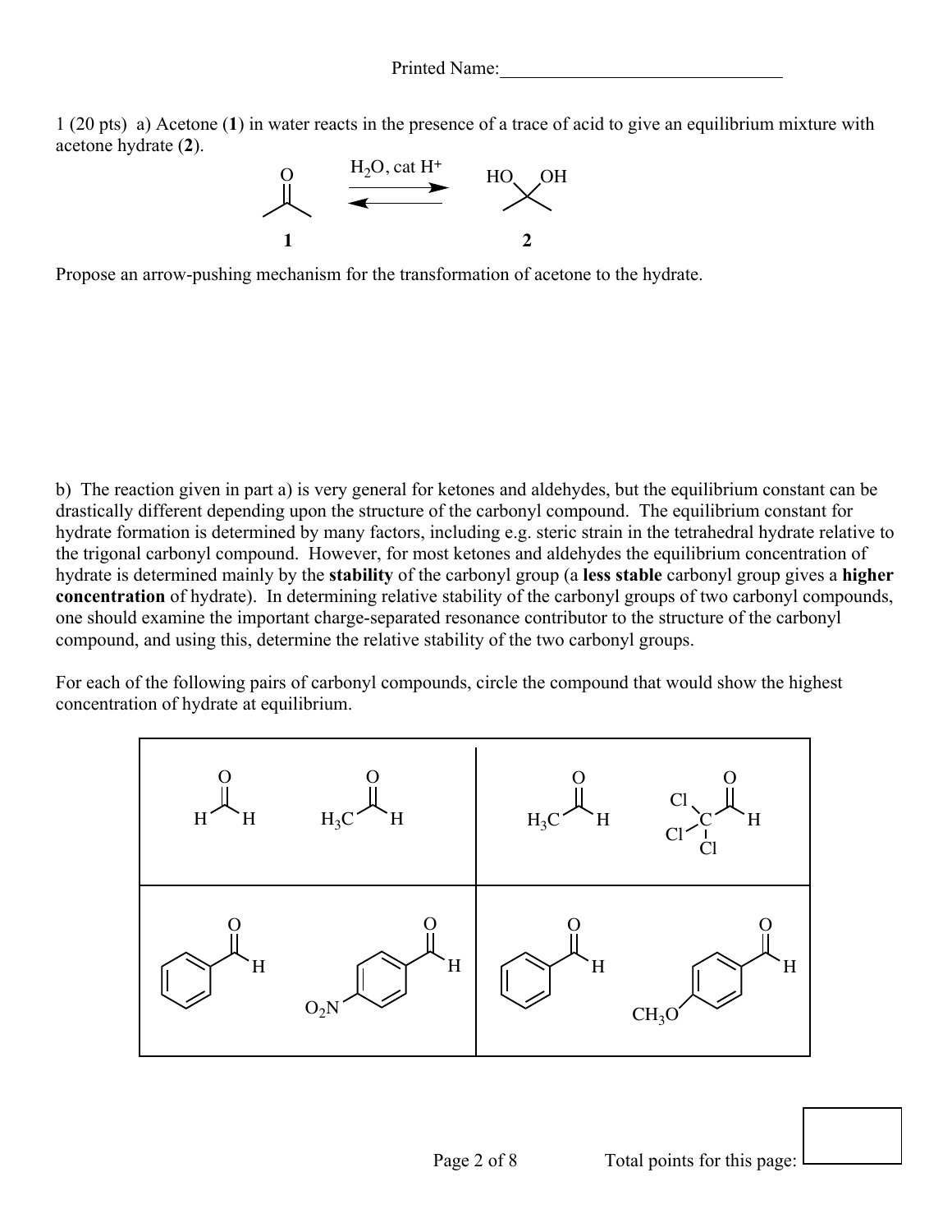Printed Name:_______________________________

1 (20 pts) a) Acetone (**1**) in water reacts in the presence of a trace of acid to give an equilibrium mixture with acetone hydrate (**2**).

$$\underset{\mathbf{1}}{(CH_3)_2C{=}O} \underset{}{\overset{H_2O,\ \text{cat } H^+}{\rightleftharpoons}} \underset{\mathbf{2}}{(CH_3)_2C(OH)_2}$$

Propose an arrow-pushing mechanism for the transformation of acetone to the hydrate.

b) The reaction given in part a) is very general for ketones and aldehydes, but the equilibrium constant can be drastically different depending upon the structure of the carbonyl compound. The equilibrium constant for hydrate formation is determined by many factors, including e.g. steric strain in the tetrahedral hydrate relative to the trigonal carbonyl compound. However, for most ketones and aldehydes the equilibrium concentration of hydrate is determined mainly by the **stability** of the carbonyl group (a **less stable** carbonyl group gives a **higher concentration** of hydrate). In determining relative stability of the carbonyl groups of two carbonyl compounds, one should examine the important charge-separated resonance contributor to the structure of the carbonyl compound, and using this, determine the relative stability of the two carbonyl groups.

For each of the following pairs of carbonyl compounds, circle the compound that would show the highest concentration of hydrate at equilibrium.

| Pair 1 | Pair 2 |
| --- | --- |
| $HCHO$ (H–C(=O)–H) vs. $H_3C$–CHO | $H_3C$–CHO vs. $Cl_3C$–CHO |
| Benzaldehyde ($C_6H_5$–CHO) vs. 4-$O_2N$–$C_6H_4$–CHO | Benzaldehyde ($C_6H_5$–CHO) vs. 4-$CH_3O$–$C_6H_4$–CHO |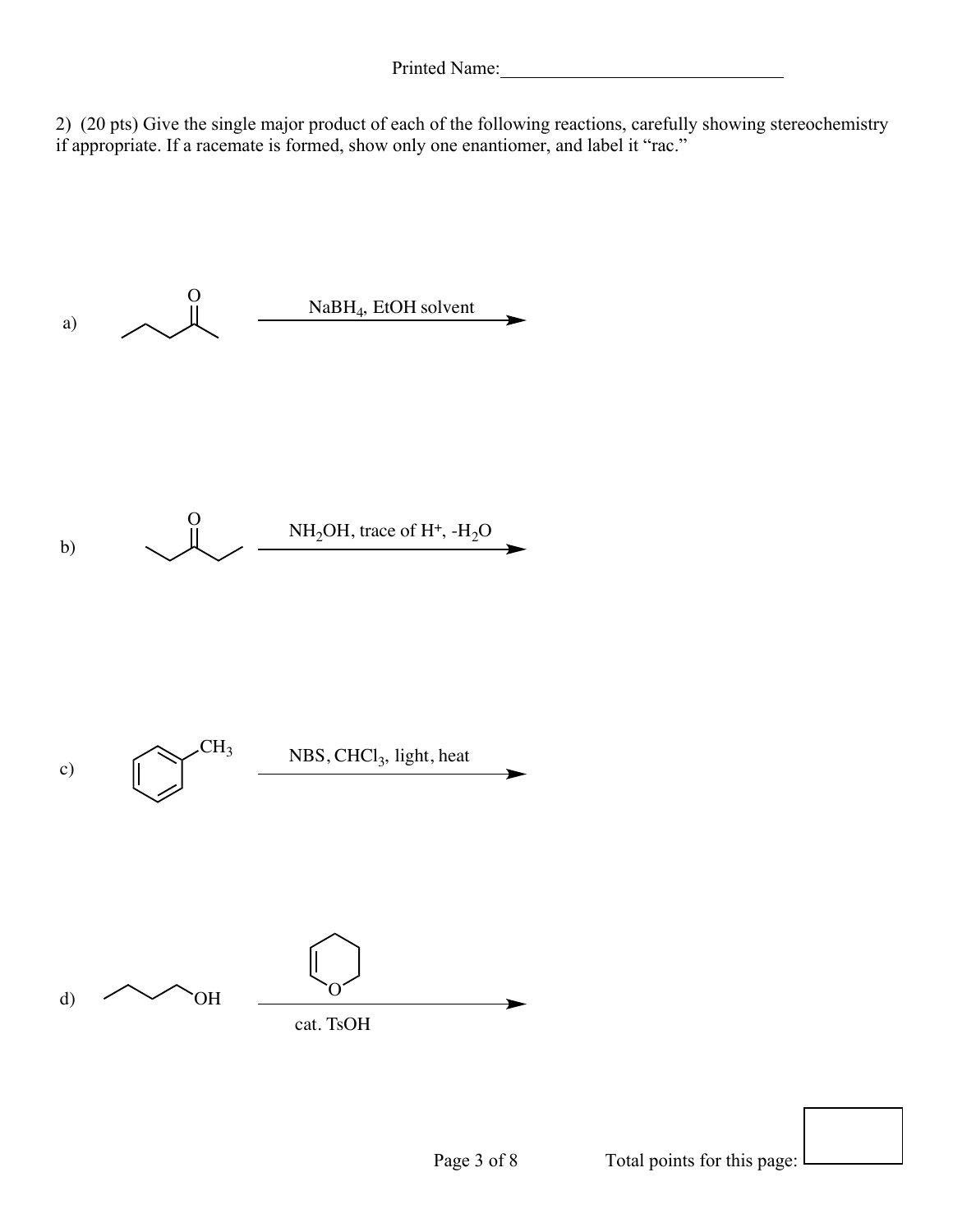Printed Name:______________________________

2) (20 pts) Give the single major product of each of the following reactions, carefully showing stereochemistry if appropriate. If a racemate is formed, show only one enantiomer, and label it "rac."

a) $\xrightarrow{\text{NaBH}_4\text{, EtOH solvent}}$

b) $\xrightarrow{\text{NH}_2\text{OH, trace of H}^+\text{, -H}_2\text{O}}$

c) $CH_3$ $\xrightarrow{\text{NBS, CHCl}_3\text{, light, heat}}$

d) OH $\xrightarrow[\text{cat. TsOH}]{}$

Total points for this page: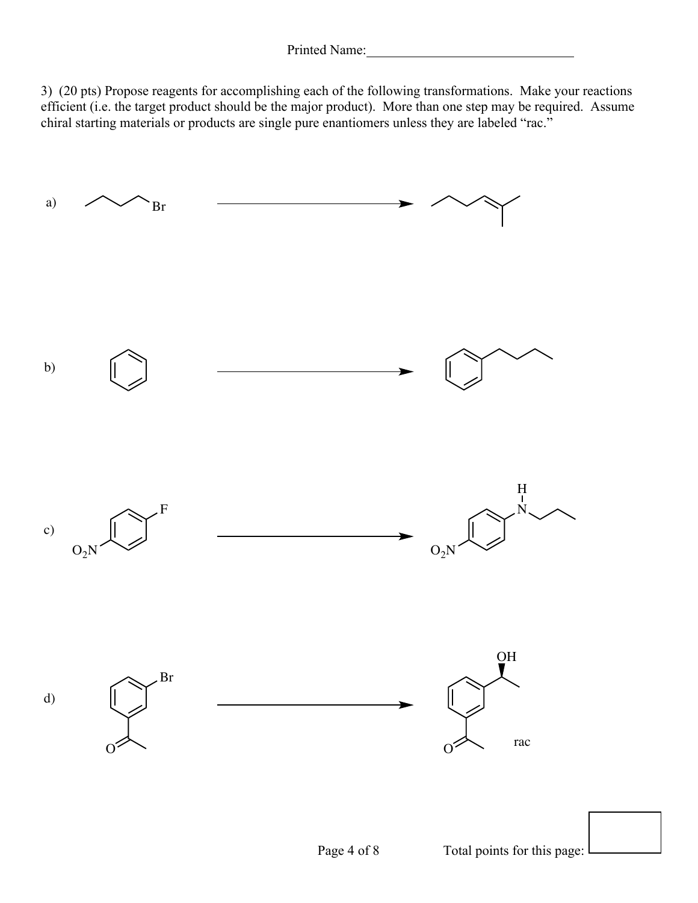Printed Name:______________________________

3) (20 pts) Propose reagents for accomplishing each of the following transformations. Make your reactions efficient (i.e. the target product should be the major product). More than one step may be required. Assume chiral starting materials or products are single pure enantiomers unless they are labeled "rac."

a)

Br

b)

c)

F

$O_2N$

H
N

$O_2N$

d)

Br

OH

rac

Total points for this page: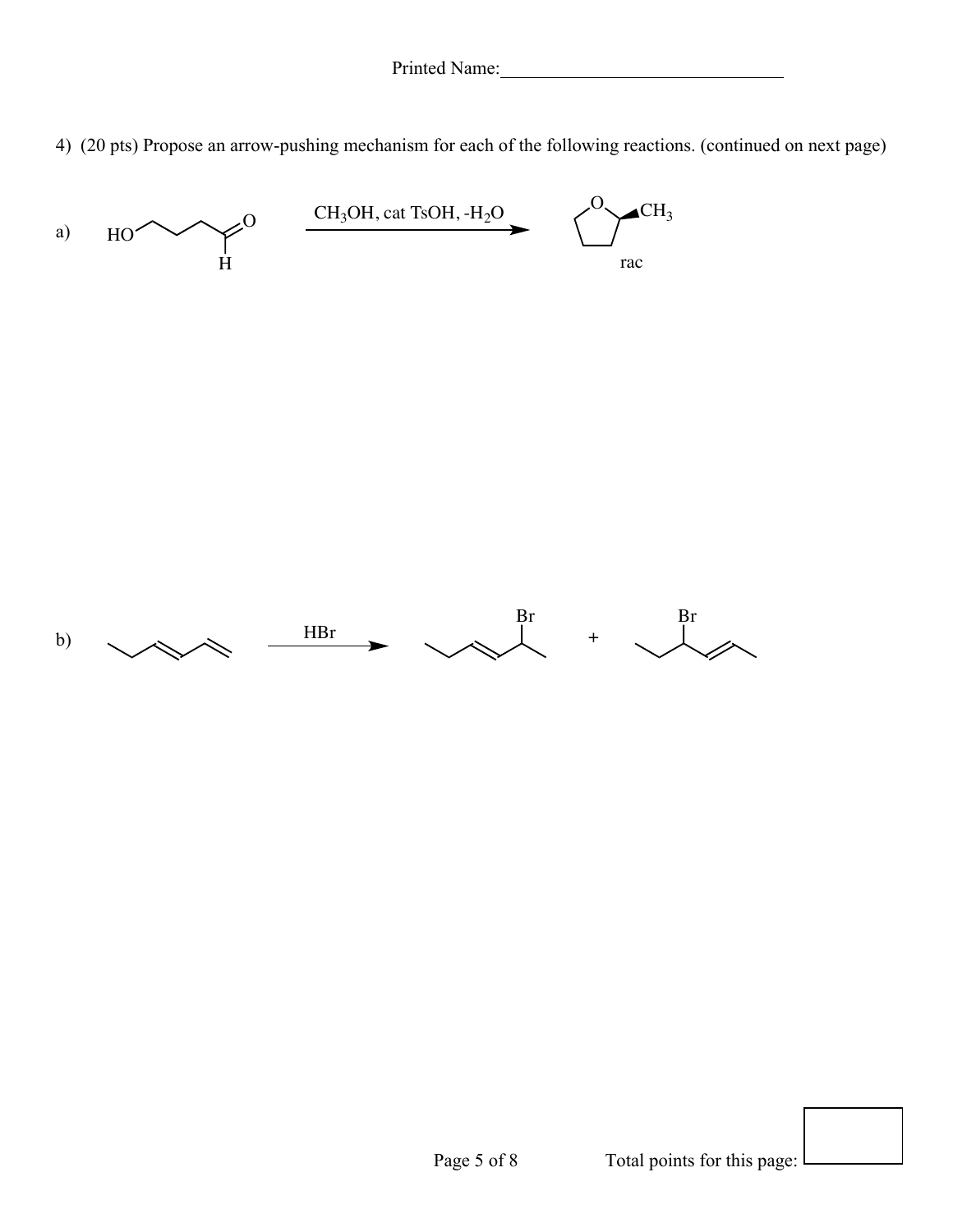Printed Name:______________________________

4) (20 pts) Propose an arrow-pushing mechanism for each of the following reactions. (continued on next page)

a) HO ... H (=O)  —— $CH_3OH$, cat TsOH, $-H_2O$ ——→  (O ring) $CH_3$

rac

b) —— HBr ——→  Br  +  Br

Total points for this page: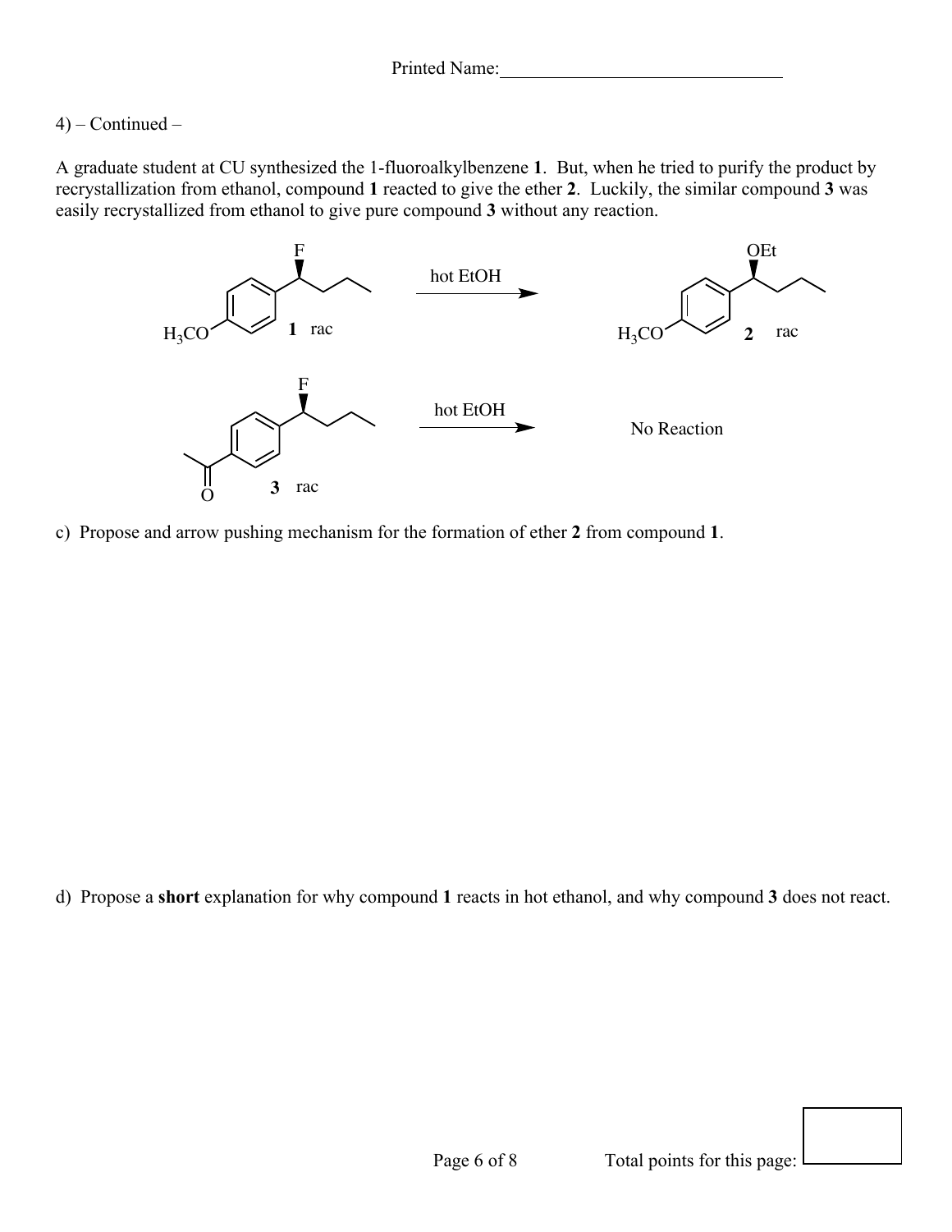Printed Name:______________________________

4) – Continued –

A graduate student at CU synthesized the 1-fluoroalkylbenzene **1**. But, when he tried to purify the product by recrystallization from ethanol, compound **1** reacted to give the ether **2**. Luckily, the similar compound **3** was easily recrystallized from ethanol to give pure compound **3** without any reaction.

$H_3CO$ — **1** rac —(hot EtOH)→ $H_3CO$ — **2** rac (OEt)

**3** rac —(hot EtOH)→ No Reaction

c) Propose and arrow pushing mechanism for the formation of ether **2** from compound **1**.

d) Propose a **short** explanation for why compound **1** reacts in hot ethanol, and why compound **3** does not react.

Total points for this page: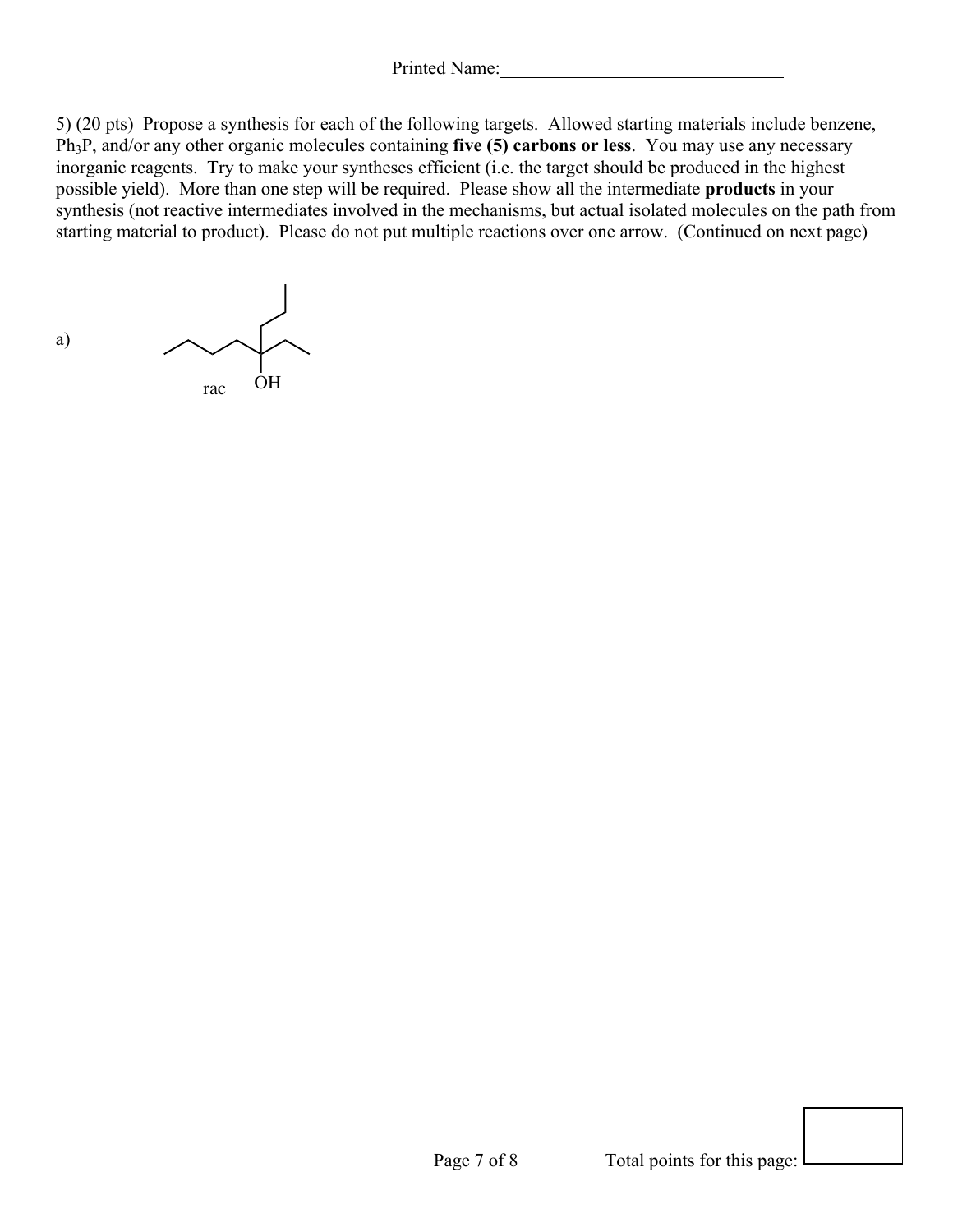Printed Name:\_\_\_\_\_\_\_\_\_\_\_\_\_\_\_\_\_\_\_\_\_\_\_\_\_\_\_\_\_\_

5) (20 pts) Propose a synthesis for each of the following targets. Allowed starting materials include benzene, $Ph_3P$, and/or any other organic molecules containing **five (5) carbons or less**. You may use any necessary inorganic reagents. Try to make your syntheses efficient (i.e. the target should be produced in the highest possible yield). More than one step will be required. Please show all the intermediate **products** in your synthesis (not reactive intermediates involved in the mechanisms, but actual isolated molecules on the path from starting material to product). Please do not put multiple reactions over one arrow. (Continued on next page)

a)

rac OH

Total points for this page: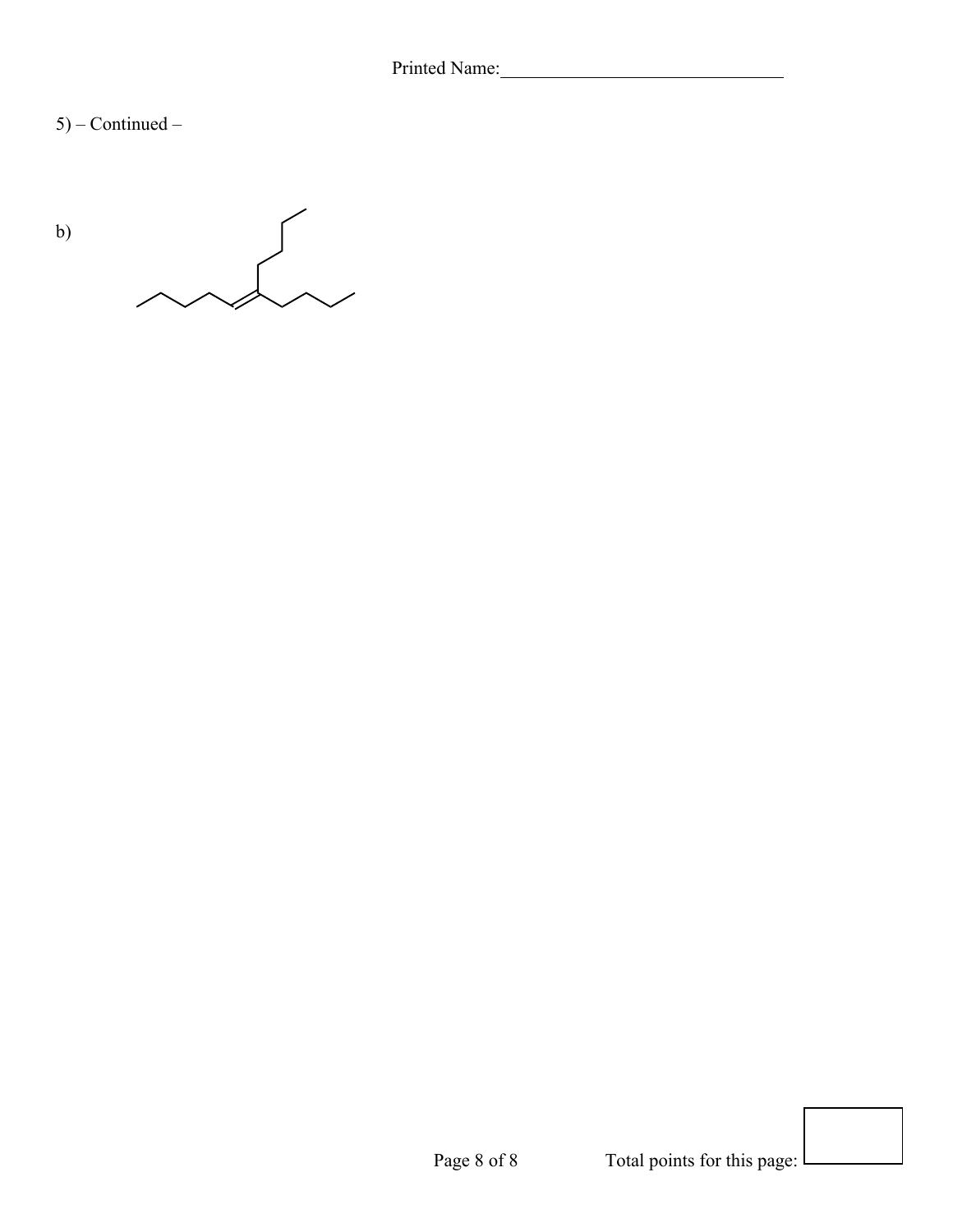Printed Name:______________________________

5) – Continued –

b)